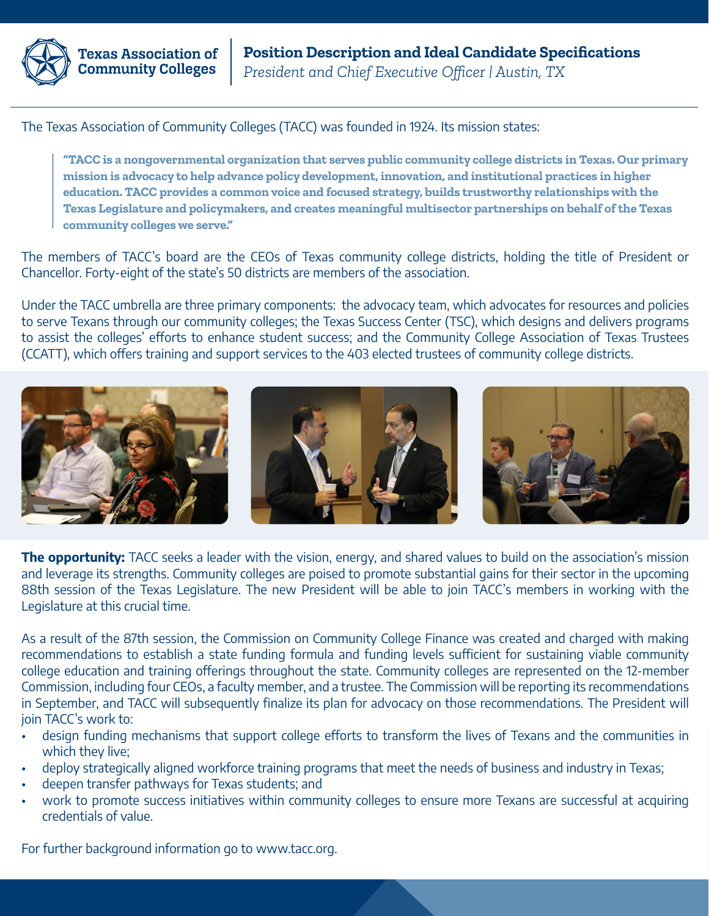**Texas Association of Community Colleges**

# Position Description and Ideal Candidate Specifications

*President and Chief Executive Officer | Austin, TX*

The Texas Association of Community Colleges (TACC) was founded in 1924. Its mission states:

> **"TACC is a nongovernmental organization that serves public community college districts in Texas. Our primary mission is advocacy to help advance policy development, innovation, and institutional practices in higher education. TACC provides a common voice and focused strategy, builds trustworthy relationships with the Texas Legislature and policymakers, and creates meaningful multisector partnerships on behalf of the Texas community colleges we serve."**

The members of TACC's board are the CEOs of Texas community college districts, holding the title of President or Chancellor. Forty-eight of the state's 50 districts are members of the association.

Under the TACC umbrella are three primary components: the advocacy team, which advocates for resources and policies to serve Texans through our community colleges; the Texas Success Center (TSC), which designs and delivers programs to assist the colleges' efforts to enhance student success; and the Community College Association of Texas Trustees (CCATT), which offers training and support services to the 403 elected trustees of community college districts.

**The opportunity:** TACC seeks a leader with the vision, energy, and shared values to build on the association's mission and leverage its strengths. Community colleges are poised to promote substantial gains for their sector in the upcoming 88th session of the Texas Legislature. The new President will be able to join TACC's members in working with the Legislature at this crucial time.

As a result of the 87th session, the Commission on Community College Finance was created and charged with making recommendations to establish a state funding formula and funding levels sufficient for sustaining viable community college education and training offerings throughout the state. Community colleges are represented on the 12-member Commission, including four CEOs, a faculty member, and a trustee. The Commission will be reporting its recommendations in September, and TACC will subsequently finalize its plan for advocacy on those recommendations. The President will join TACC's work to:

- design funding mechanisms that support college efforts to transform the lives of Texans and the communities in which they live;
- deploy strategically aligned workforce training programs that meet the needs of business and industry in Texas;
- deepen transfer pathways for Texas students; and
- work to promote success initiatives within community colleges to ensure more Texans are successful at acquiring credentials of value.

For further background information go to www.tacc.org.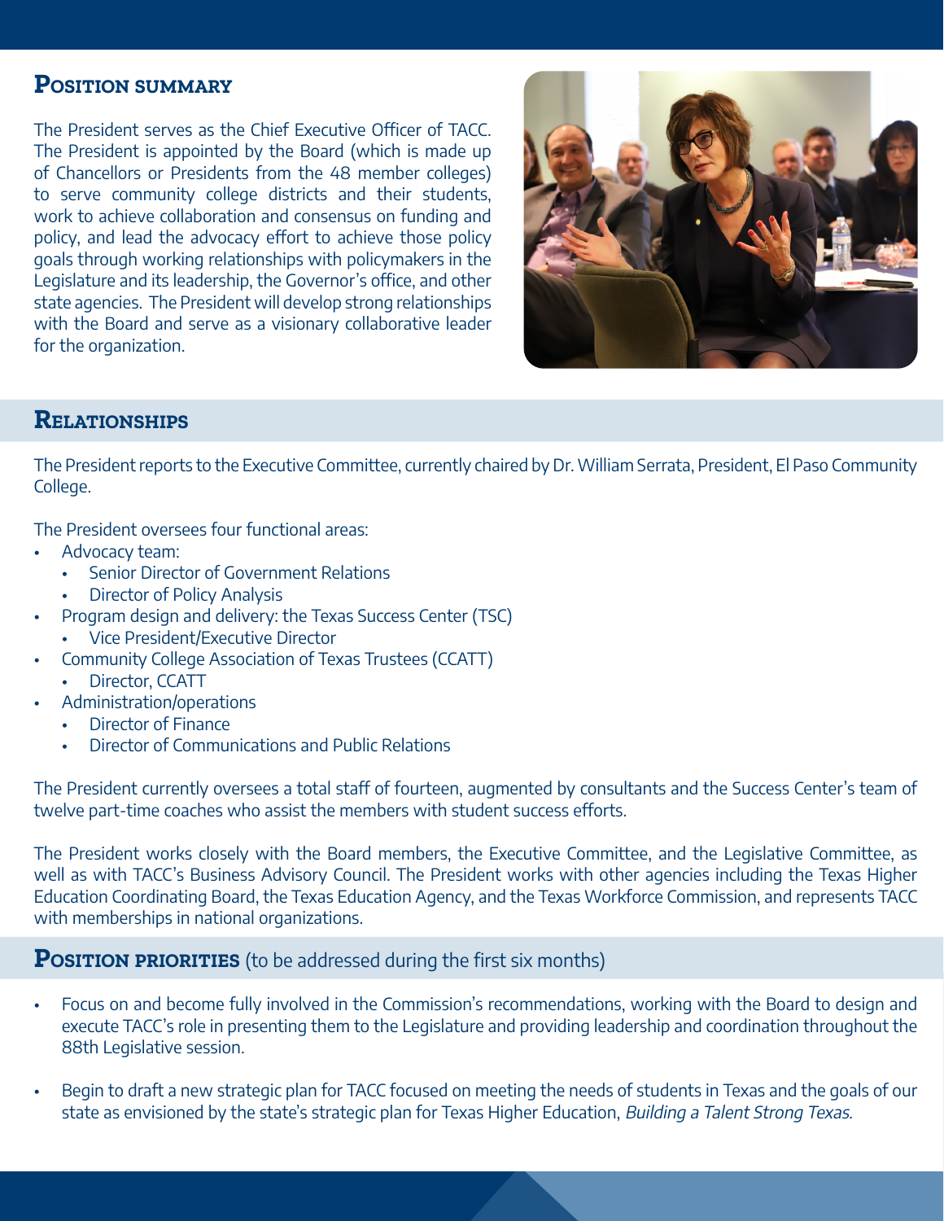## Position summary

The President serves as the Chief Executive Officer of TACC. The President is appointed by the Board (which is made up of Chancellors or Presidents from the 48 member colleges) to serve community college districts and their students, work to achieve collaboration and consensus on funding and policy, and lead the advocacy effort to achieve those policy goals through working relationships with policymakers in the Legislature and its leadership, the Governor's office, and other state agencies. The President will develop strong relationships with the Board and serve as a visionary collaborative leader for the organization.

## Relationships

The President reports to the Executive Committee, currently chaired by Dr. William Serrata, President, El Paso Community College.

The President oversees four functional areas:

- Advocacy team:
  - Senior Director of Government Relations
  - Director of Policy Analysis
- Program design and delivery: the Texas Success Center (TSC)
  - Vice President/Executive Director
- Community College Association of Texas Trustees (CCATT)
  - Director, CCATT
- Administration/operations
  - Director of Finance
  - Director of Communications and Public Relations

The President currently oversees a total staff of fourteen, augmented by consultants and the Success Center's team of twelve part-time coaches who assist the members with student success efforts.

The President works closely with the Board members, the Executive Committee, and the Legislative Committee, as well as with TACC's Business Advisory Council. The President works with other agencies including the Texas Higher Education Coordinating Board, the Texas Education Agency, and the Texas Workforce Commission, and represents TACC with memberships in national organizations.

## Position priorities (to be addressed during the first six months)

- Focus on and become fully involved in the Commission's recommendations, working with the Board to design and execute TACC's role in presenting them to the Legislature and providing leadership and coordination throughout the 88th Legislative session.
- Begin to draft a new strategic plan for TACC focused on meeting the needs of students in Texas and the goals of our state as envisioned by the state's strategic plan for Texas Higher Education, *Building a Talent Strong Texas.*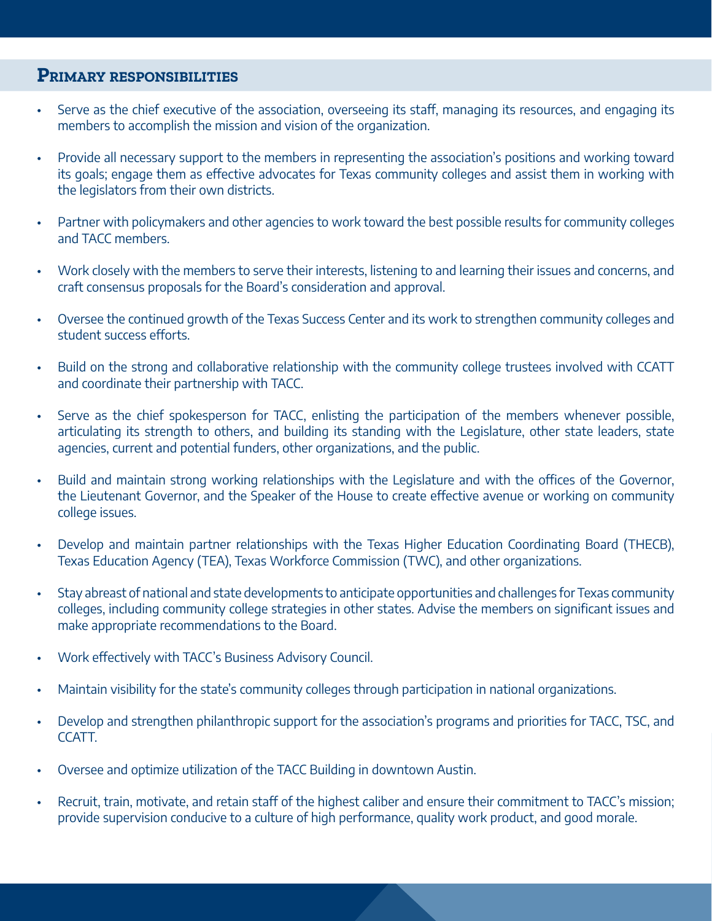## Primary responsibilities

- Serve as the chief executive of the association, overseeing its staff, managing its resources, and engaging its members to accomplish the mission and vision of the organization.
- Provide all necessary support to the members in representing the association's positions and working toward its goals; engage them as effective advocates for Texas community colleges and assist them in working with the legislators from their own districts.
- Partner with policymakers and other agencies to work toward the best possible results for community colleges and TACC members.
- Work closely with the members to serve their interests, listening to and learning their issues and concerns, and craft consensus proposals for the Board's consideration and approval.
- Oversee the continued growth of the Texas Success Center and its work to strengthen community colleges and student success efforts.
- Build on the strong and collaborative relationship with the community college trustees involved with CCATT and coordinate their partnership with TACC.
- Serve as the chief spokesperson for TACC, enlisting the participation of the members whenever possible, articulating its strength to others, and building its standing with the Legislature, other state leaders, state agencies, current and potential funders, other organizations, and the public.
- Build and maintain strong working relationships with the Legislature and with the offices of the Governor, the Lieutenant Governor, and the Speaker of the House to create effective avenue or working on community college issues.
- Develop and maintain partner relationships with the Texas Higher Education Coordinating Board (THECB), Texas Education Agency (TEA), Texas Workforce Commission (TWC), and other organizations.
- Stay abreast of national and state developments to anticipate opportunities and challenges for Texas community colleges, including community college strategies in other states. Advise the members on significant issues and make appropriate recommendations to the Board.
- Work effectively with TACC's Business Advisory Council.
- Maintain visibility for the state's community colleges through participation in national organizations.
- Develop and strengthen philanthropic support for the association's programs and priorities for TACC, TSC, and CCATT.
- Oversee and optimize utilization of the TACC Building in downtown Austin.
- Recruit, train, motivate, and retain staff of the highest caliber and ensure their commitment to TACC's mission; provide supervision conducive to a culture of high performance, quality work product, and good morale.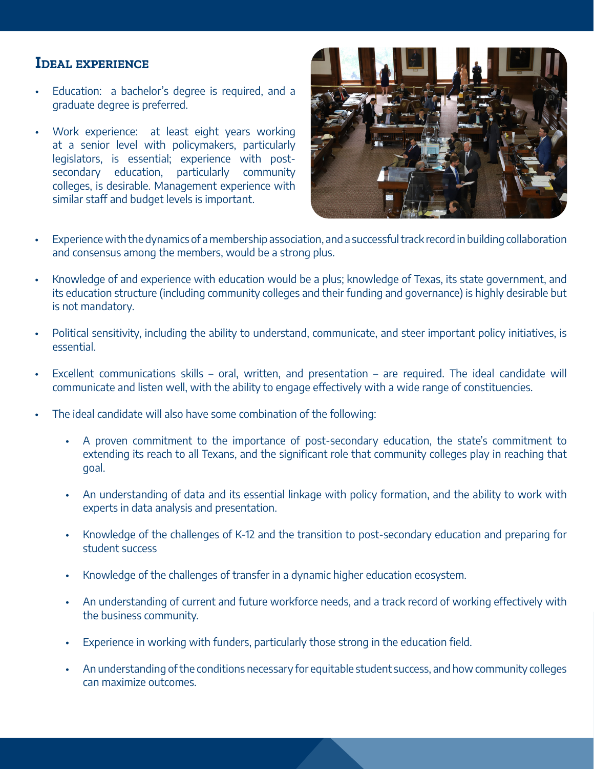## Ideal experience

- Education: a bachelor's degree is required, and a graduate degree is preferred.
- Work experience: at least eight years working at a senior level with policymakers, particularly legislators, is essential; experience with post-secondary education, particularly community colleges, is desirable. Management experience with similar staff and budget levels is important.
- Experience with the dynamics of a membership association, and a successful track record in building collaboration and consensus among the members, would be a strong plus.
- Knowledge of and experience with education would be a plus; knowledge of Texas, its state government, and its education structure (including community colleges and their funding and governance) is highly desirable but is not mandatory.
- Political sensitivity, including the ability to understand, communicate, and steer important policy initiatives, is essential.
- Excellent communications skills – oral, written, and presentation – are required. The ideal candidate will communicate and listen well, with the ability to engage effectively with a wide range of constituencies.
- The ideal candidate will also have some combination of the following:
  - A proven commitment to the importance of post-secondary education, the state's commitment to extending its reach to all Texans, and the significant role that community colleges play in reaching that goal.
  - An understanding of data and its essential linkage with policy formation, and the ability to work with experts in data analysis and presentation.
  - Knowledge of the challenges of K-12 and the transition to post-secondary education and preparing for student success
  - Knowledge of the challenges of transfer in a dynamic higher education ecosystem.
  - An understanding of current and future workforce needs, and a track record of working effectively with the business community.
  - Experience in working with funders, particularly those strong in the education field.
  - An understanding of the conditions necessary for equitable student success, and how community colleges can maximize outcomes.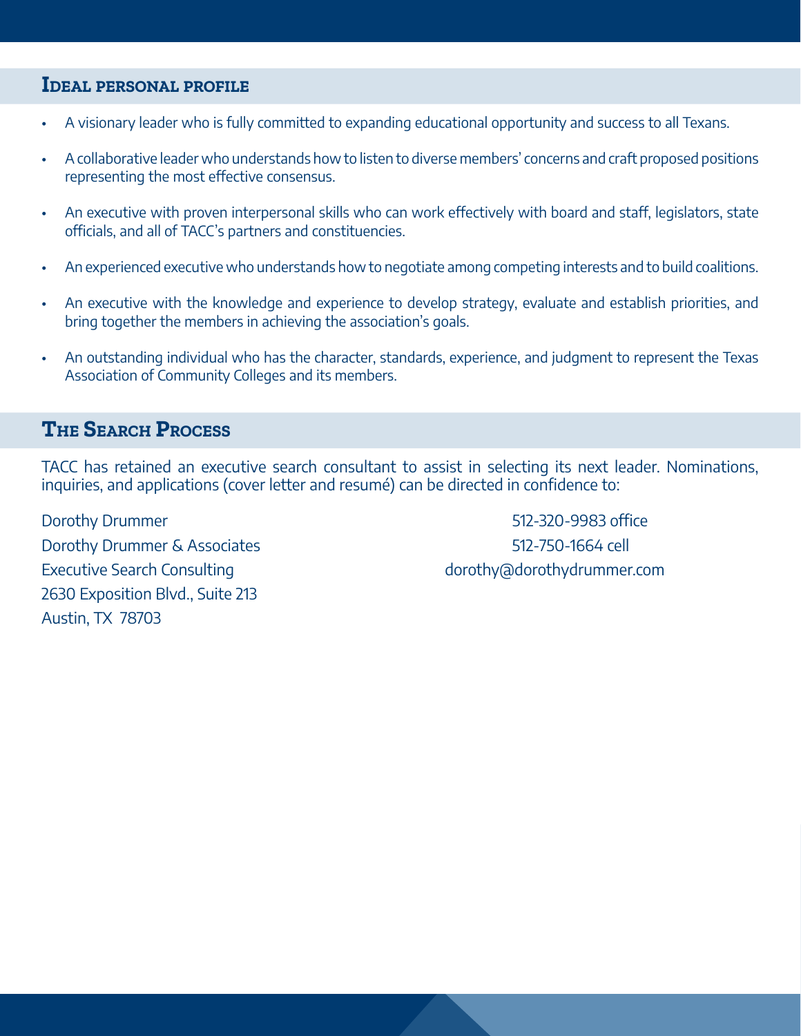## Ideal personal profile

- A visionary leader who is fully committed to expanding educational opportunity and success to all Texans.
- A collaborative leader who understands how to listen to diverse members' concerns and craft proposed positions representing the most effective consensus.
- An executive with proven interpersonal skills who can work effectively with board and staff, legislators, state officials, and all of TACC's partners and constituencies.
- An experienced executive who understands how to negotiate among competing interests and to build coalitions.
- An executive with the knowledge and experience to develop strategy, evaluate and establish priorities, and bring together the members in achieving the association's goals.
- An outstanding individual who has the character, standards, experience, and judgment to represent the Texas Association of Community Colleges and its members.

## The Search Process

TACC has retained an executive search consultant to assist in selecting its next leader. Nominations, inquiries, and applications (cover letter and resumé) can be directed in confidence to:

Dorothy Drummer
Dorothy Drummer & Associates
Executive Search Consulting
2630 Exposition Blvd., Suite 213
Austin, TX 78703

512-320-9983 office
512-750-1664 cell
dorothy@dorothydrummer.com